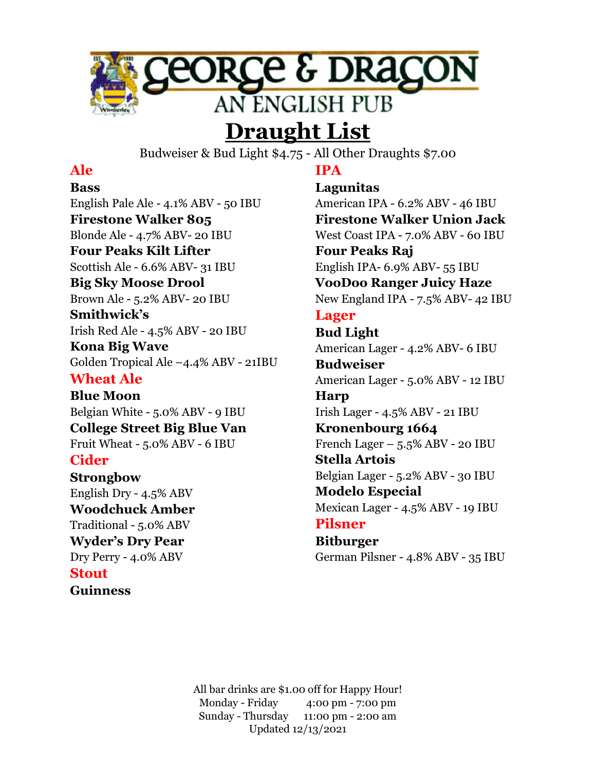# George & Dragon

## An English Pub

# Draught List

Budweiser & Bud Light $4.75 - All Other Draughts $7.00

## Ale

**Bass**
English Pale Ale - 4.1% ABV - 50 IBU

**Firestone Walker 805**
Blonde Ale - 4.7% ABV- 20 IBU

**Four Peaks Kilt Lifter**
Scottish Ale - 6.6% ABV- 31 IBU

**Big Sky Moose Drool**
Brown Ale - 5.2% ABV- 20 IBU

**Smithwick's**
Irish Red Ale - 4.5% ABV - 20 IBU

**Kona Big Wave**
Golden Tropical Ale –4.4% ABV - 21IBU

## Wheat Ale

**Blue Moon**
Belgian White - 5.0% ABV - 9 IBU

**College Street Big Blue Van**
Fruit Wheat - 5.0% ABV - 6 IBU

## Cider

**Strongbow**
English Dry - 4.5% ABV

**Woodchuck Amber**
Traditional - 5.0% ABV

**Wyder's Dry Pear**
Dry Perry - 4.0% ABV

## Stout

**Guinness**

## IPA

**Lagunitas**
American IPA - 6.2% ABV - 46 IBU

**Firestone Walker Union Jack**
West Coast IPA - 7.0% ABV - 60 IBU

**Four Peaks Raj**
English IPA- 6.9% ABV- 55 IBU

**VooDoo Ranger Juicy Haze**
New England IPA - 7.5% ABV- 42 IBU

## Lager

**Bud Light**
American Lager - 4.2% ABV- 6 IBU

**Budweiser**
American Lager - 5.0% ABV - 12 IBU

**Harp**
Irish Lager - 4.5% ABV - 21 IBU

**Kronenbourg 1664**
French Lager – 5.5% ABV - 20 IBU

**Stella Artois**
Belgian Lager - 5.2% ABV - 30 IBU

**Modelo Especial**
Mexican Lager - 4.5% ABV - 19 IBU

## Pilsner

**Bitburger**
German Pilsner - 4.8% ABV - 35 IBU

All bar drinks are $1.00 off for Happy Hour!
Monday - Friday 4:00 pm - 7:00 pm
Sunday - Thursday 11:00 pm - 2:00 am
Updated 12/13/2021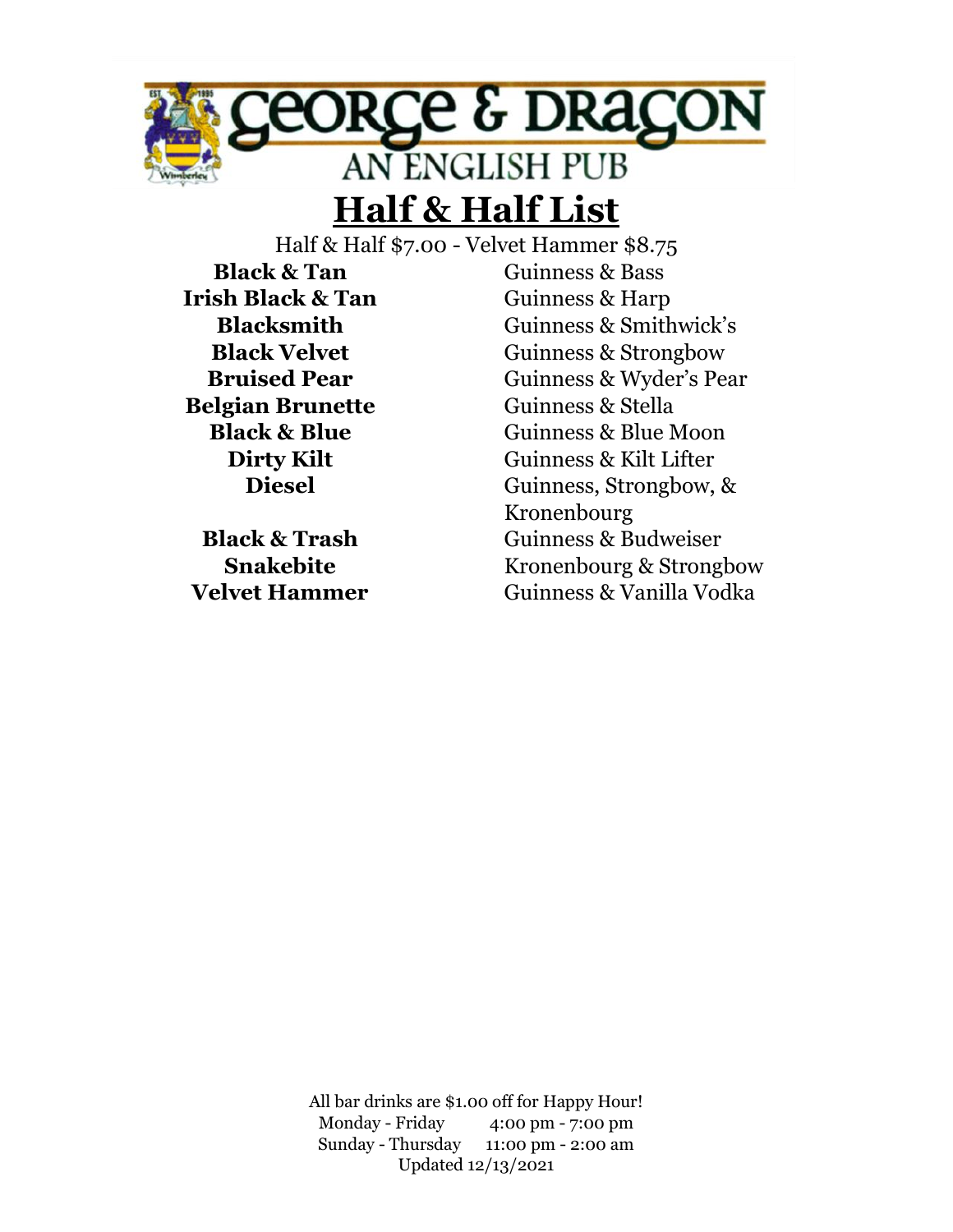# GEORGE & DRAGON

AN ENGLISH PUB

## Half & Half List

Half & Half $7.00 - Velvet Hammer $8.75

| | |
|---|---|
| **Black & Tan** | Guinness & Bass |
| **Irish Black & Tan** | Guinness & Harp |
| **Blacksmith** | Guinness & Smithwick's |
| **Black Velvet** | Guinness & Strongbow |
| **Bruised Pear** | Guinness & Wyder's Pear |
| **Belgian Brunette** | Guinness & Stella |
| **Black & Blue** | Guinness & Blue Moon |
| **Dirty Kilt** | Guinness & Kilt Lifter |
| **Diesel** | Guinness, Strongbow, & Kronenbourg |
| **Black & Trash** | Guinness & Budweiser |
| **Snakebite** | Kronenbourg & Strongbow |
| **Velvet Hammer** | Guinness & Vanilla Vodka |

All bar drinks are $1.00 off for Happy Hour!

Monday - Friday 4:00 pm - 7:00 pm

Sunday - Thursday 11:00 pm - 2:00 am

Updated 12/13/2021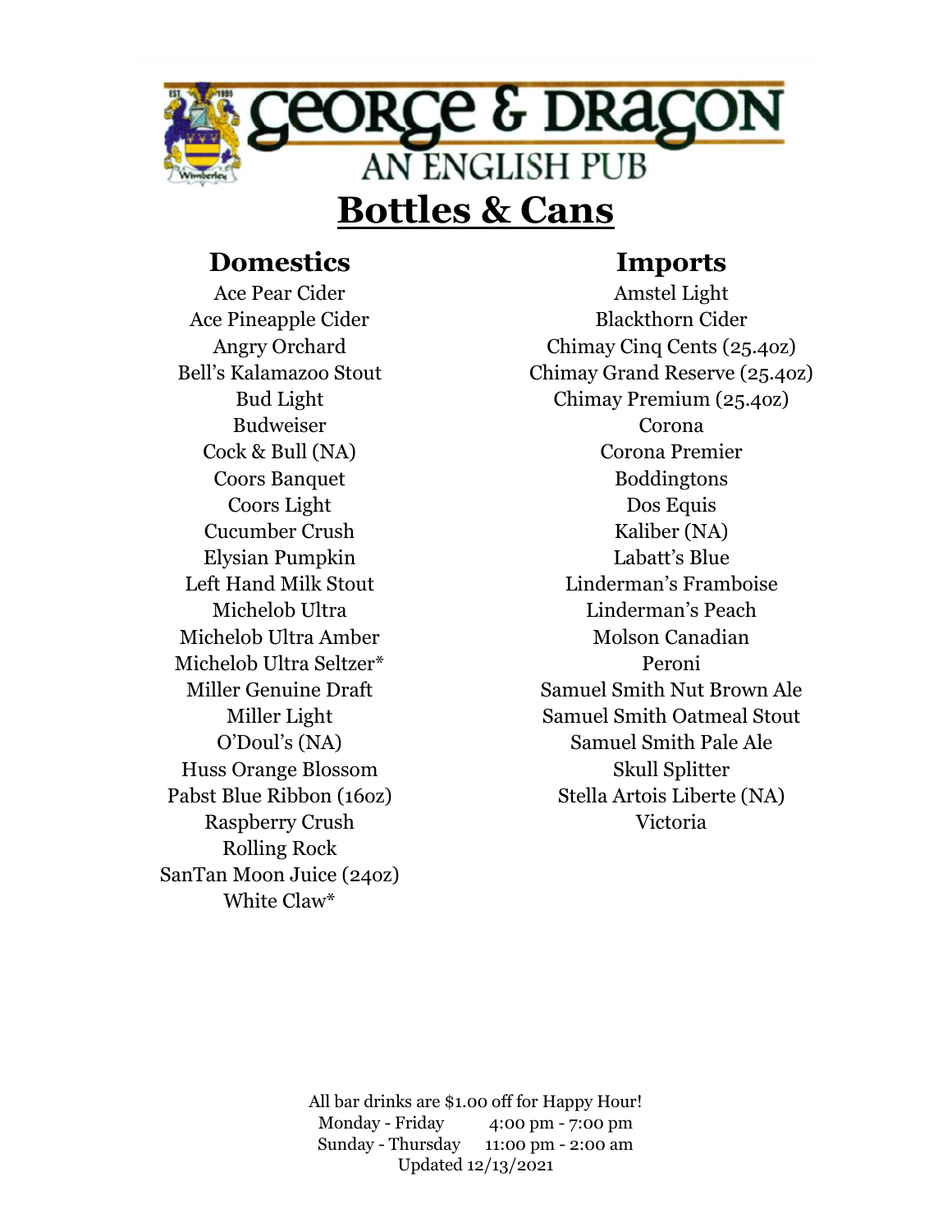# GEORGE & DRAGON

AN ENGLISH PUB

# Bottles & Cans

## Domestics

Ace Pear Cider
Ace Pineapple Cider
Angry Orchard
Bell's Kalamazoo Stout
Bud Light
Budweiser
Cock & Bull (NA)
Coors Banquet
Coors Light
Cucumber Crush
Elysian Pumpkin
Left Hand Milk Stout
Michelob Ultra
Michelob Ultra Amber
Michelob Ultra Seltzer*
Miller Genuine Draft
Miller Light
O'Doul's (NA)
Huss Orange Blossom
Pabst Blue Ribbon (16oz)
Raspberry Crush
Rolling Rock
SanTan Moon Juice (24oz)
White Claw*

## Imports

Amstel Light
Blackthorn Cider
Chimay Cinq Cents (25.4oz)
Chimay Grand Reserve (25.4oz)
Chimay Premium (25.4oz)
Corona
Corona Premier
Boddingtons
Dos Equis
Kaliber (NA)
Labatt's Blue
Linderman's Framboise
Linderman's Peach
Molson Canadian
Peroni
Samuel Smith Nut Brown Ale
Samuel Smith Oatmeal Stout
Samuel Smith Pale Ale
Skull Splitter
Stella Artois Liberte (NA)
Victoria

All bar drinks are $1.00 off for Happy Hour!
Monday - Friday 4:00 pm - 7:00 pm
Sunday - Thursday 11:00 pm - 2:00 am
Updated 12/13/2021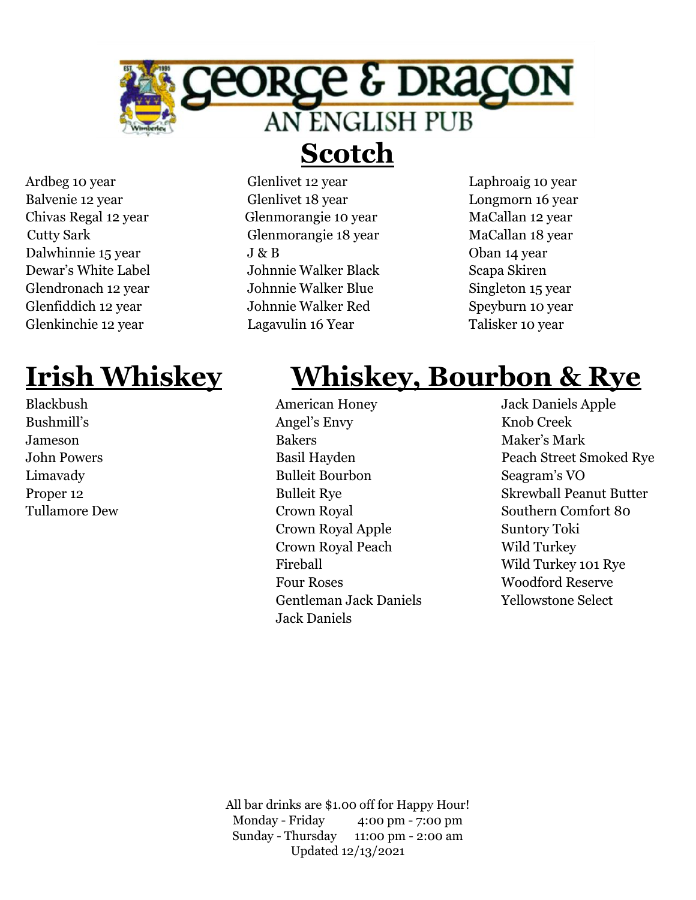# George & Dragon

## An English Pub

## Scotch

- Ardbeg 10 year
- Balvenie 12 year
- Chivas Regal 12 year
- Cutty Sark
- Dalwhinnie 15 year
- Dewar's White Label
- Glendronach 12 year
- Glenfiddich 12 year
- Glenkinchie 12 year
- Glenlivet 12 year
- Glenlivet 18 year
- Glenmorangie 10 year
- Glenmorangie 18 year
- J & B
- Johnnie Walker Black
- Johnnie Walker Blue
- Johnnie Walker Red
- Lagavulin 16 Year
- Laphroaig 10 year
- Longmorn 16 year
- MaCallan 12 year
- MaCallan 18 year
- Oban 14 year
- Scapa Skiren
- Singleton 15 year
- Speyburn 10 year
- Talisker 10 year

## Irish Whiskey

- Blackbush
- Bushmill's
- Jameson
- John Powers
- Limavady
- Proper 12
- Tullamore Dew

## Whiskey, Bourbon & Rye

- American Honey
- Angel's Envy
- Bakers
- Basil Hayden
- Bulleit Bourbon
- Bulleit Rye
- Crown Royal
- Crown Royal Apple
- Crown Royal Peach
- Fireball
- Four Roses
- Gentleman Jack Daniels
- Jack Daniels
- Jack Daniels Apple
- Knob Creek
- Maker's Mark
- Peach Street Smoked Rye
- Seagram's VO
- Skrewball Peanut Butter
- Southern Comfort 80
- Suntory Toki
- Wild Turkey
- Wild Turkey 101 Rye
- Woodford Reserve
- Yellowstone Select

All bar drinks are $1.00 off for Happy Hour!
Monday - Friday 4:00 pm - 7:00 pm
Sunday - Thursday 11:00 pm - 2:00 am
Updated 12/13/2021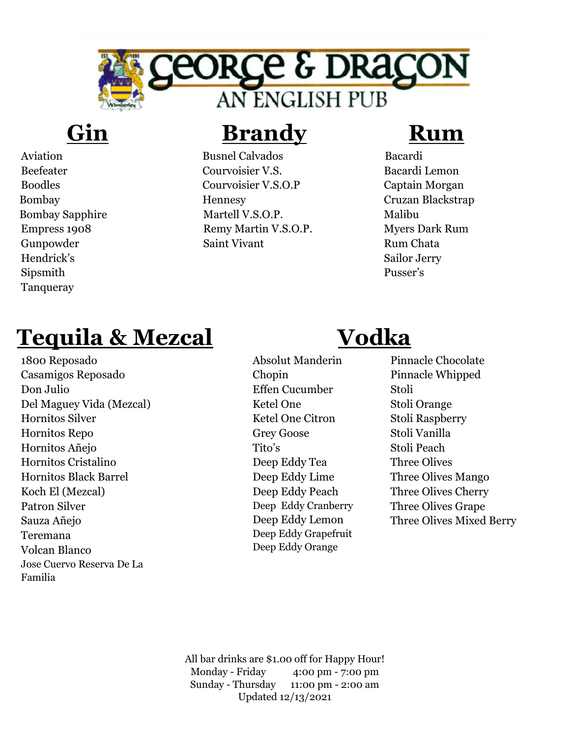# George & Dragon
## An English Pub

## Gin

- Aviation
- Beefeater
- Boodles
- Bombay
- Bombay Sapphire
- Empress 1908
- Gunpowder
- Hendrick's
- Sipsmith
- Tanqueray

## Brandy

- Busnel Calvados
- Courvoisier V.S.
- Courvoisier V.S.O.P
- Hennesy
- Martell V.S.O.P.
- Remy Martin V.S.O.P.
- Saint Vivant

## Rum

- Bacardi
- Bacardi Lemon
- Captain Morgan
- Cruzan Blackstrap
- Malibu
- Myers Dark Rum
- Rum Chata
- Sailor Jerry
- Pusser's

## Tequila & Mezcal

- 1800 Reposado
- Casamigos Reposado
- Don Julio
- Del Maguey Vida (Mezcal)
- Hornitos Silver
- Hornitos Repo
- Hornitos Añejo
- Hornitos Cristalino
- Hornitos Black Barrel
- Koch El (Mezcal)
- Patron Silver
- Sauza Añejo
- Teremana
- Volcan Blanco
- Jose Cuervo Reserva De La Familia

## Vodka

- Absolut Manderin
- Chopin
- Effen Cucumber
- Ketel One
- Ketel One Citron
- Grey Goose
- Tito's
- Deep Eddy Tea
- Deep Eddy Lime
- Deep Eddy Peach
- Deep Eddy Cranberry
- Deep Eddy Lemon
- Deep Eddy Grapefruit
- Deep Eddy Orange
- Pinnacle Chocolate
- Pinnacle Whipped
- Stoli
- Stoli Orange
- Stoli Raspberry
- Stoli Vanilla
- Stoli Peach
- Three Olives
- Three Olives Mango
- Three Olives Cherry
- Three Olives Grape
- Three Olives Mixed Berry

All bar drinks are $1.00 off for Happy Hour!
Monday - Friday 4:00 pm - 7:00 pm
Sunday - Thursday 11:00 pm - 2:00 am
Updated 12/13/2021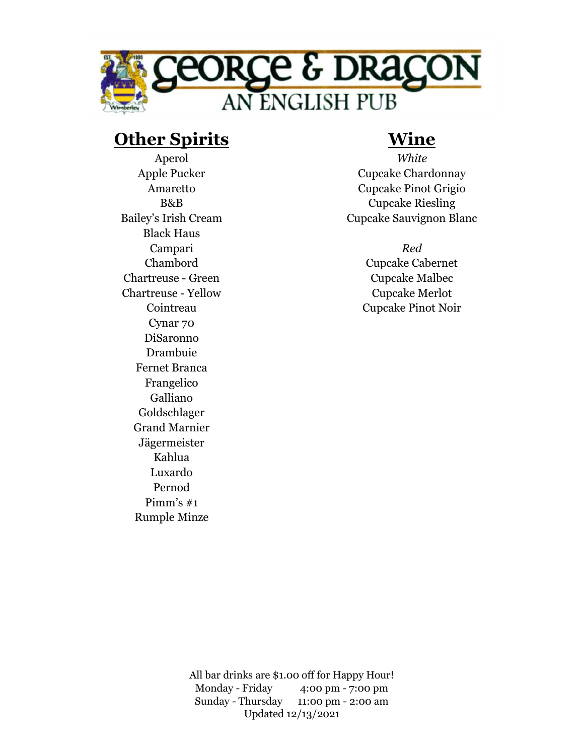# George & Dragon

## An English Pub

## Other Spirits

Aperol
Apple Pucker
Amaretto
B&B
Bailey's Irish Cream
Black Haus
Campari
Chambord
Chartreuse - Green
Chartreuse - Yellow
Cointreau
Cynar 70
DiSaronno
Drambuie
Fernet Branca
Frangelico
Galliano
Goldschlager
Grand Marnier
Jägermeister
Kahlua
Luxardo
Pernod
Pimm's #1
Rumple Minze

## Wine

*White*

Cupcake Chardonnay
Cupcake Pinot Grigio
Cupcake Riesling
Cupcake Sauvignon Blanc

*Red*

Cupcake Cabernet
Cupcake Malbec
Cupcake Merlot
Cupcake Pinot Noir

All bar drinks are $1.00 off for Happy Hour!
Monday - Friday 4:00 pm - 7:00 pm
Sunday - Thursday 11:00 pm - 2:00 am
Updated 12/13/2021